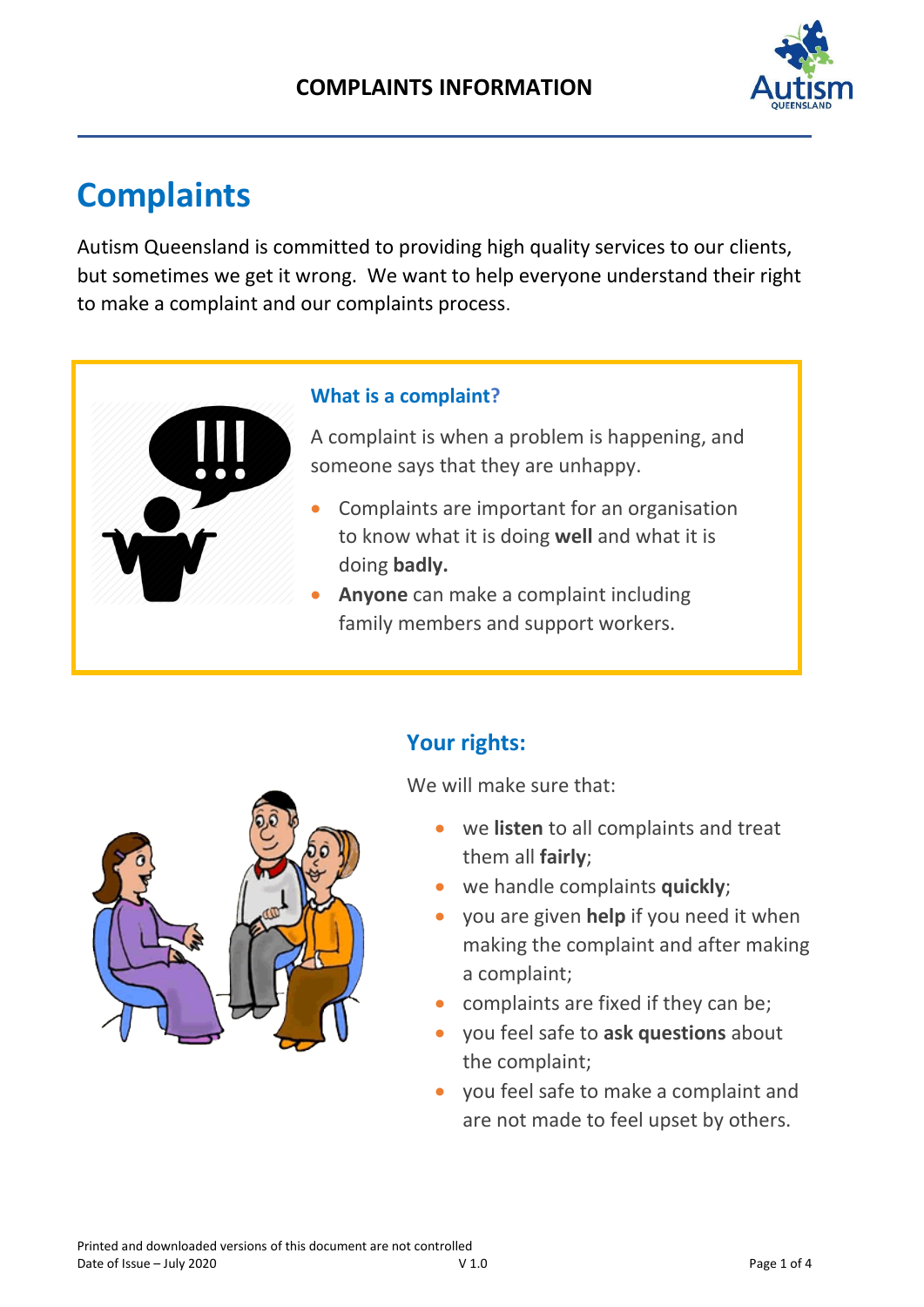# Complaints

Autism Queensland is committed to providing high quality services to our clients, but sometimes we get it wrong. We want to help everyone understand their right to make a complaint and our complaints process.

### What is a complaint?

A complaint is when a problem is happening, and someone says that they are unhappy.

- Complaints are important for an organisation to know what it is doing **well** and what it is doing **badly.**
- **Anyone** can make a complaint including family members and support workers.

## Your rights:

We will make sure that:

- we **listen** to all complaints and treat them all **fairly**;
- we handle complaints **quickly**;
- you are given **help** if you need it when making the complaint and after making a complaint;
- complaints are fixed if they can be;
- you feel safe to **ask questions** about the complaint;
- you feel safe to make a complaint and are not made to feel upset by others.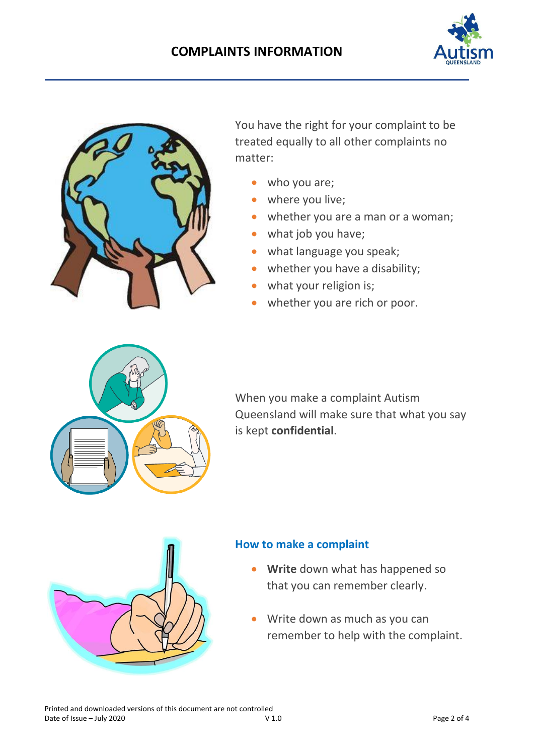You have the right for your complaint to be treated equally to all other complaints no matter:

- who you are;
- where you live;
- whether you are a man or a woman;
- what job you have;
- what language you speak;
- whether you have a disability;
- what your religion is;
- whether you are rich or poor.

When you make a complaint Autism Queensland will make sure that what you say is kept **confidential**.

## How to make a complaint

- **Write** down what has happened so that you can remember clearly.
- Write down as much as you can remember to help with the complaint.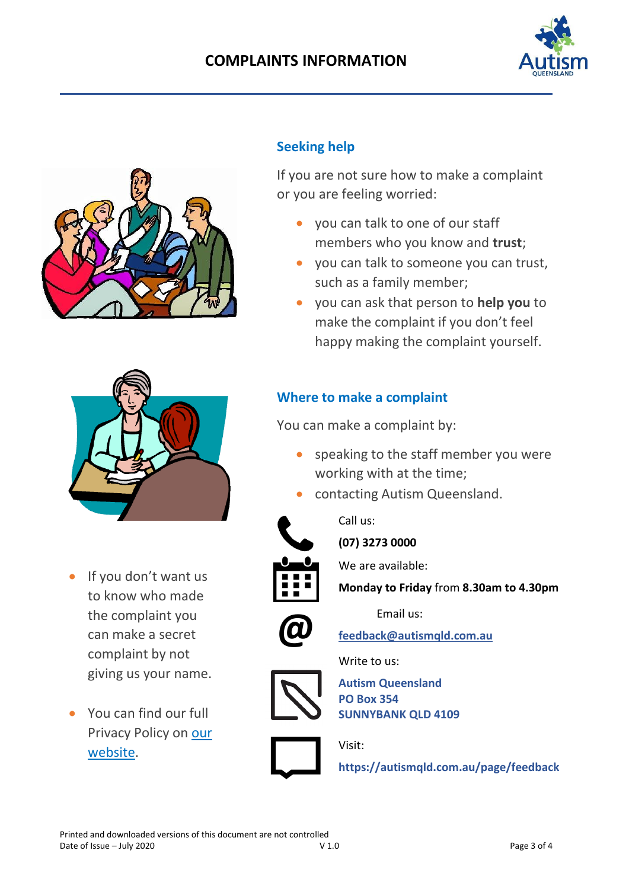# COMPLAINTS INFORMATION

## Seeking help

If you are not sure how to make a complaint or you are feeling worried:

- you can talk to one of our staff members who you know and **trust**;
- you can talk to someone you can trust, such as a family member;
- you can ask that person to **help you** to make the complaint if you don't feel happy making the complaint yourself.

## Where to make a complaint

You can make a complaint by:

- speaking to the staff member you were working with at the time;
- contacting Autism Queensland.

Call us:

**(07) 3273 0000**

We are available:

**Monday to Friday** from **8.30am to 4.30pm**

Email us:

[feedback@autismqld.com.au](mailto:feedback@autismqld.com.au)

Write to us:

**Autism Queensland**
**PO Box 354**
**SUNNYBANK QLD 4109**

Visit:

**https://autismqld.com.au/page/feedback**

- If you don't want us to know who made the complaint you can make a secret complaint by not giving us your name.
- You can find our full Privacy Policy on our website.

Printed and downloaded versions of this document are not controlled
Date of Issue – July 2020 V 1.0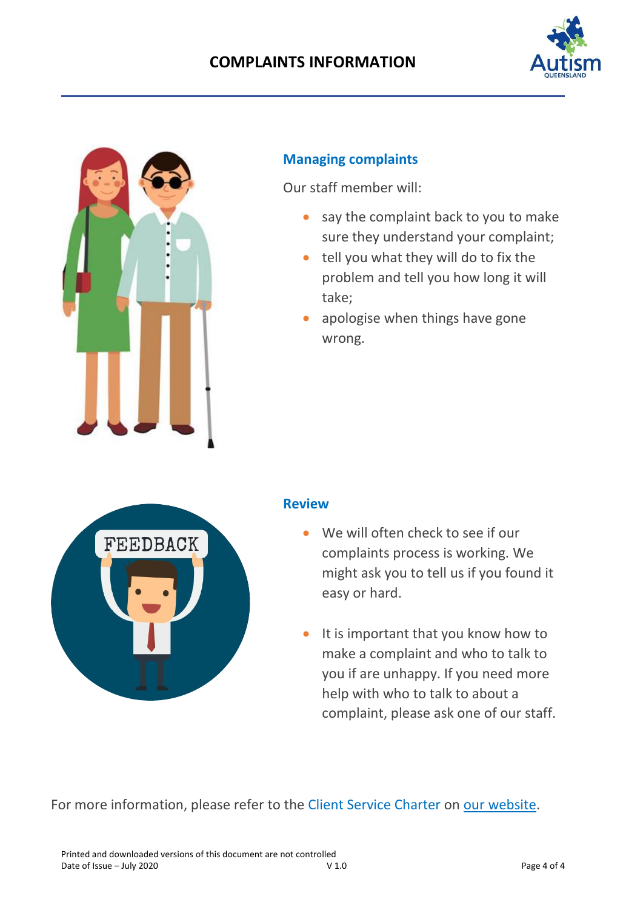# COMPLAINTS INFORMATION

## Managing complaints

Our staff member will:

- say the complaint back to you to make sure they understand your complaint;
- tell you what they will do to fix the problem and tell you how long it will take;
- apologise when things have gone wrong.

## Review

- We will often check to see if our complaints process is working. We might ask you to tell us if you found it easy or hard.

- It is important that you know how to make a complaint and who to talk to you if are unhappy. If you need more help with who to talk to about a complaint, please ask one of our staff.

For more information, please refer to the Client Service Charter on our website.

Printed and downloaded versions of this document are not controlled
Date of Issue – July 2020 V 1.0